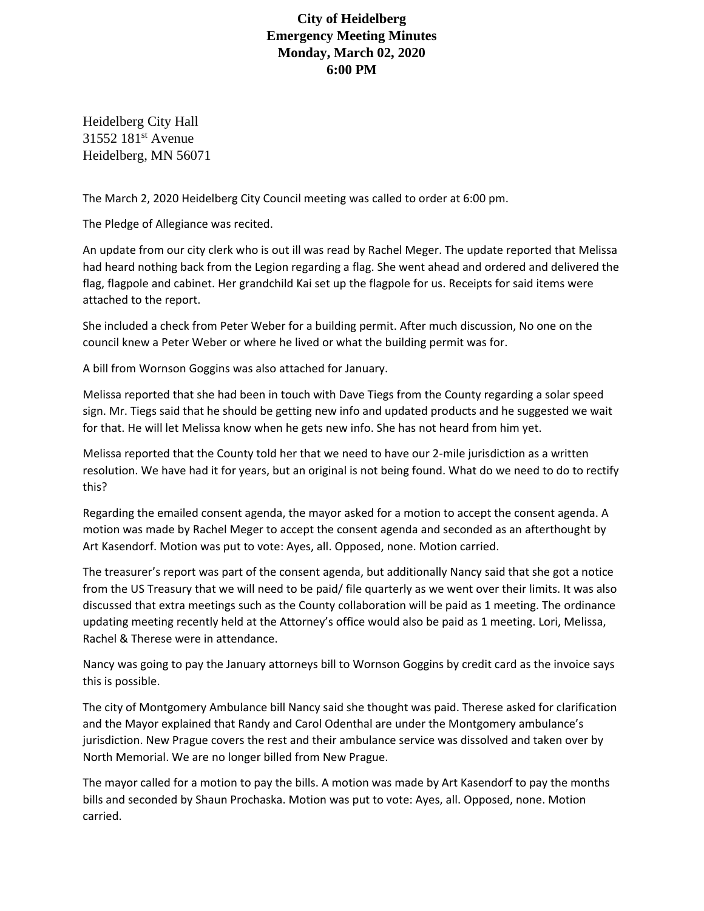# City of Heidelberg
## Emergency Meeting Minutes
## Monday, March 02, 2020
## 6:00 PM

Heidelberg City Hall
31552 181st Avenue
Heidelberg, MN 56071

The March 2, 2020 Heidelberg City Council meeting was called to order at 6:00 pm.

The Pledge of Allegiance was recited.

An update from our city clerk who is out ill was read by Rachel Meger. The update reported that Melissa had heard nothing back from the Legion regarding a flag. She went ahead and ordered and delivered the flag, flagpole and cabinet. Her grandchild Kai set up the flagpole for us. Receipts for said items were attached to the report.

She included a check from Peter Weber for a building permit. After much discussion, No one on the council knew a Peter Weber or where he lived or what the building permit was for.

A bill from Wornson Goggins was also attached for January.

Melissa reported that she had been in touch with Dave Tiegs from the County regarding a solar speed sign. Mr. Tiegs said that he should be getting new info and updated products and he suggested we wait for that. He will let Melissa know when he gets new info. She has not heard from him yet.

Melissa reported that the County told her that we need to have our 2-mile jurisdiction as a written resolution. We have had it for years, but an original is not being found. What do we need to do to rectify this?

Regarding the emailed consent agenda, the mayor asked for a motion to accept the consent agenda. A motion was made by Rachel Meger to accept the consent agenda and seconded as an afterthought by Art Kasendorf. Motion was put to vote: Ayes, all. Opposed, none. Motion carried.

The treasurer's report was part of the consent agenda, but additionally Nancy said that she got a notice from the US Treasury that we will need to be paid/ file quarterly as we went over their limits. It was also discussed that extra meetings such as the County collaboration will be paid as 1 meeting. The ordinance updating meeting recently held at the Attorney's office would also be paid as 1 meeting. Lori, Melissa, Rachel & Therese were in attendance.

Nancy was going to pay the January attorneys bill to Wornson Goggins by credit card as the invoice says this is possible.

The city of Montgomery Ambulance bill Nancy said she thought was paid. Therese asked for clarification and the Mayor explained that Randy and Carol Odenthal are under the Montgomery ambulance's jurisdiction. New Prague covers the rest and their ambulance service was dissolved and taken over by North Memorial. We are no longer billed from New Prague.

The mayor called for a motion to pay the bills. A motion was made by Art Kasendorf to pay the months bills and seconded by Shaun Prochaska. Motion was put to vote: Ayes, all. Opposed, none. Motion carried.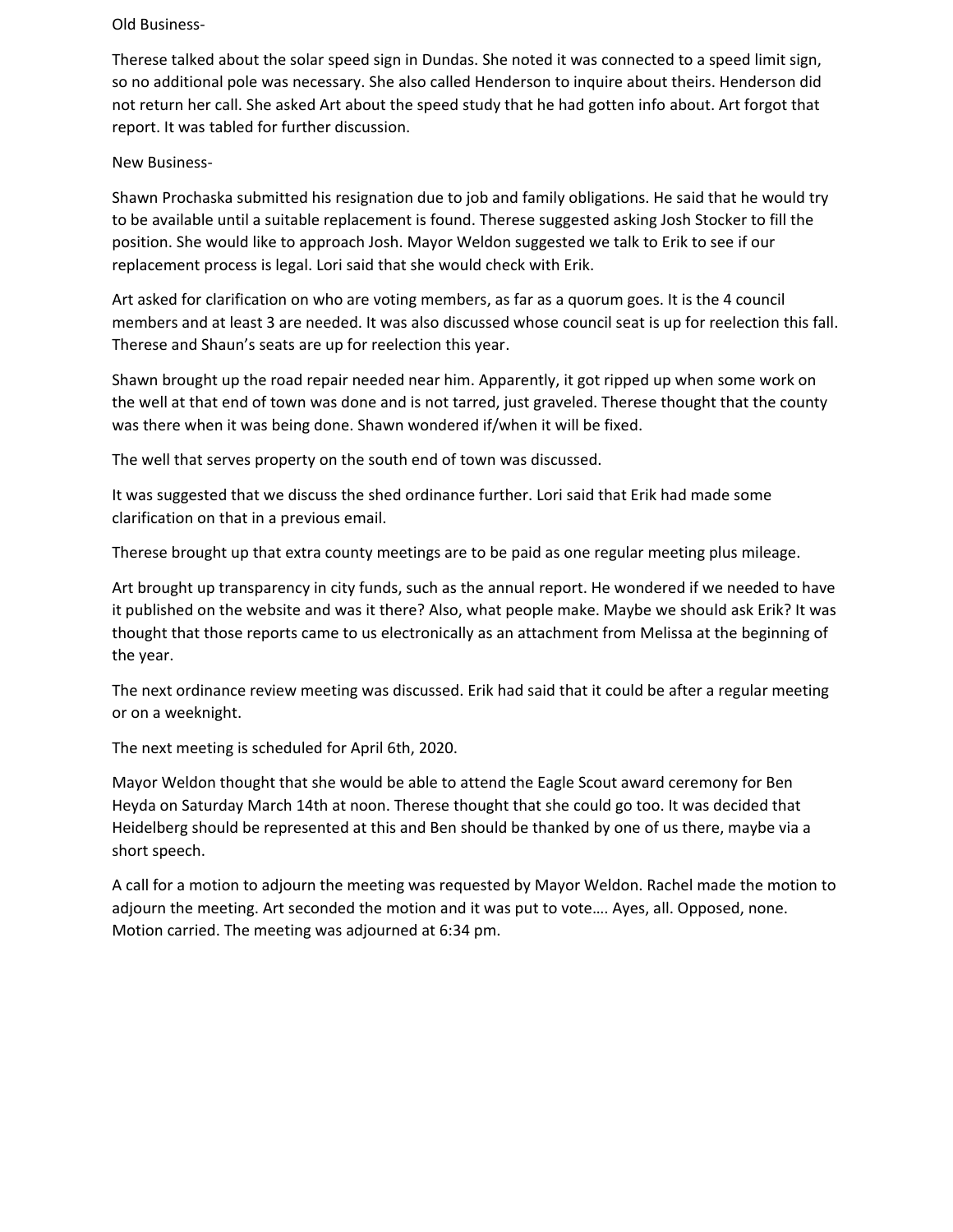Old Business-

Therese talked about the solar speed sign in Dundas. She noted it was connected to a speed limit sign, so no additional pole was necessary. She also called Henderson to inquire about theirs. Henderson did not return her call. She asked Art about the speed study that he had gotten info about. Art forgot that report. It was tabled for further discussion.

New Business-

Shawn Prochaska submitted his resignation due to job and family obligations. He said that he would try to be available until a suitable replacement is found. Therese suggested asking Josh Stocker to fill the position. She would like to approach Josh. Mayor Weldon suggested we talk to Erik to see if our replacement process is legal. Lori said that she would check with Erik.

Art asked for clarification on who are voting members, as far as a quorum goes. It is the 4 council members and at least 3 are needed. It was also discussed whose council seat is up for reelection this fall. Therese and Shaun's seats are up for reelection this year.

Shawn brought up the road repair needed near him. Apparently, it got ripped up when some work on the well at that end of town was done and is not tarred, just graveled. Therese thought that the county was there when it was being done. Shawn wondered if/when it will be fixed.

The well that serves property on the south end of town was discussed.

It was suggested that we discuss the shed ordinance further. Lori said that Erik had made some clarification on that in a previous email.

Therese brought up that extra county meetings are to be paid as one regular meeting plus mileage.

Art brought up transparency in city funds, such as the annual report. He wondered if we needed to have it published on the website and was it there? Also, what people make. Maybe we should ask Erik? It was thought that those reports came to us electronically as an attachment from Melissa at the beginning of the year.

The next ordinance review meeting was discussed. Erik had said that it could be after a regular meeting or on a weeknight.

The next meeting is scheduled for April 6th, 2020.

Mayor Weldon thought that she would be able to attend the Eagle Scout award ceremony for Ben Heyda on Saturday March 14th at noon. Therese thought that she could go too. It was decided that Heidelberg should be represented at this and Ben should be thanked by one of us there, maybe via a short speech.

A call for a motion to adjourn the meeting was requested by Mayor Weldon. Rachel made the motion to adjourn the meeting. Art seconded the motion and it was put to vote…. Ayes, all. Opposed, none. Motion carried. The meeting was adjourned at 6:34 pm.